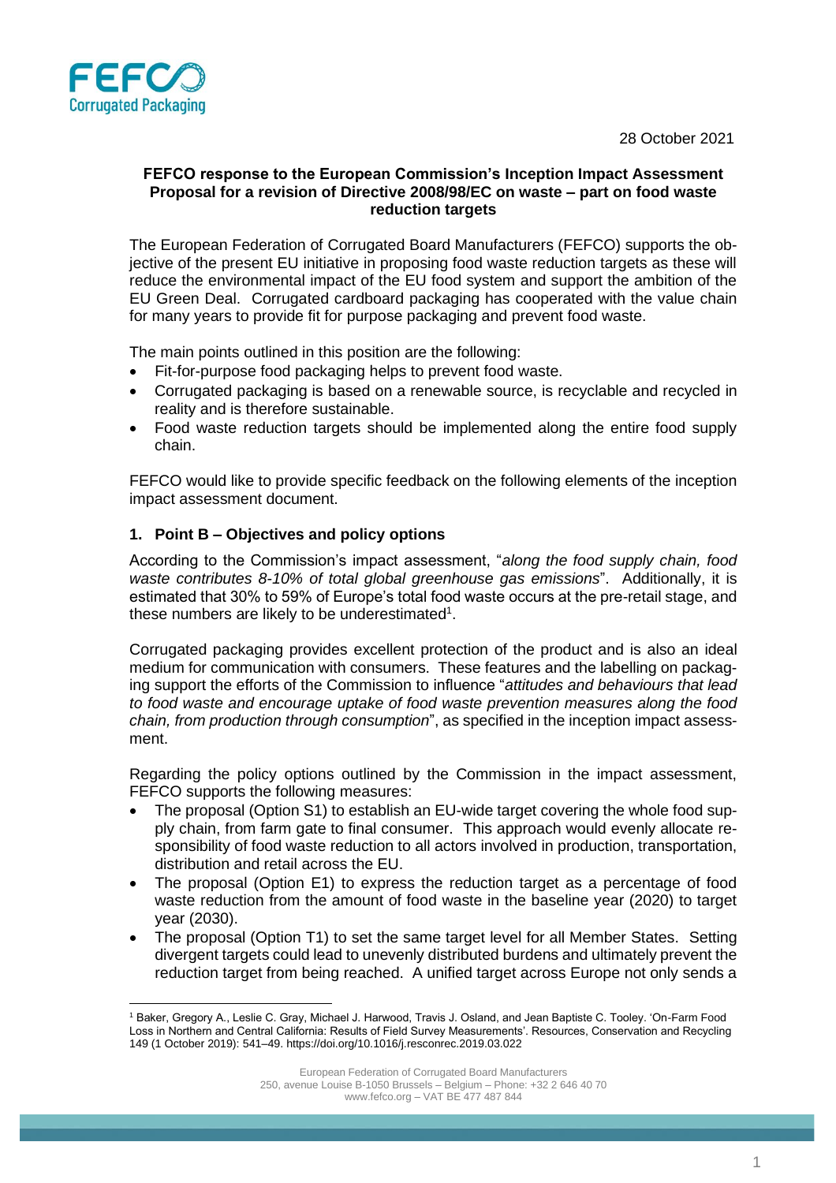FEFCO Corrugated Packaging

28 October 2021

**FEFCO response to the European Commission's Inception Impact Assessment Proposal for a revision of Directive 2008/98/EC on waste – part on food waste reduction targets**

The European Federation of Corrugated Board Manufacturers (FEFCO) supports the objective of the present EU initiative in proposing food waste reduction targets as these will reduce the environmental impact of the EU food system and support the ambition of the EU Green Deal. Corrugated cardboard packaging has cooperated with the value chain for many years to provide fit for purpose packaging and prevent food waste.

The main points outlined in this position are the following:

- Fit-for-purpose food packaging helps to prevent food waste.
- Corrugated packaging is based on a renewable source, is recyclable and recycled in reality and is therefore sustainable.
- Food waste reduction targets should be implemented along the entire food supply chain.

FEFCO would like to provide specific feedback on the following elements of the inception impact assessment document.

## 1. Point B – Objectives and policy options

According to the Commission's impact assessment, "*along the food supply chain, food waste contributes 8-10% of total global greenhouse gas emissions*". Additionally, it is estimated that 30% to 59% of Europe's total food waste occurs at the pre-retail stage, and these numbers are likely to be underestimated[1].

Corrugated packaging provides excellent protection of the product and is also an ideal medium for communication with consumers. These features and the labelling on packaging support the efforts of the Commission to influence "*attitudes and behaviours that lead to food waste and encourage uptake of food waste prevention measures along the food chain, from production through consumption*", as specified in the inception impact assessment.

Regarding the policy options outlined by the Commission in the impact assessment, FEFCO supports the following measures:

- The proposal (Option S1) to establish an EU-wide target covering the whole food supply chain, from farm gate to final consumer. This approach would evenly allocate responsibility of food waste reduction to all actors involved in production, transportation, distribution and retail across the EU.
- The proposal (Option E1) to express the reduction target as a percentage of food waste reduction from the amount of food waste in the baseline year (2020) to target year (2030).
- The proposal (Option T1) to set the same target level for all Member States. Setting divergent targets could lead to unevenly distributed burdens and ultimately prevent the reduction target from being reached. A unified target across Europe not only sends a

[1] Baker, Gregory A., Leslie C. Gray, Michael J. Harwood, Travis J. Osland, and Jean Baptiste C. Tooley. 'On-Farm Food Loss in Northern and Central California: Results of Field Survey Measurements'. Resources, Conservation and Recycling 149 (1 October 2019): 541–49. https://doi.org/10.1016/j.resconrec.2019.03.022

European Federation of Corrugated Board Manufacturers
250, avenue Louise B-1050 Brussels – Belgium – Phone: +32 2 646 40 70
www.fefco.org – VAT BE 477 487 844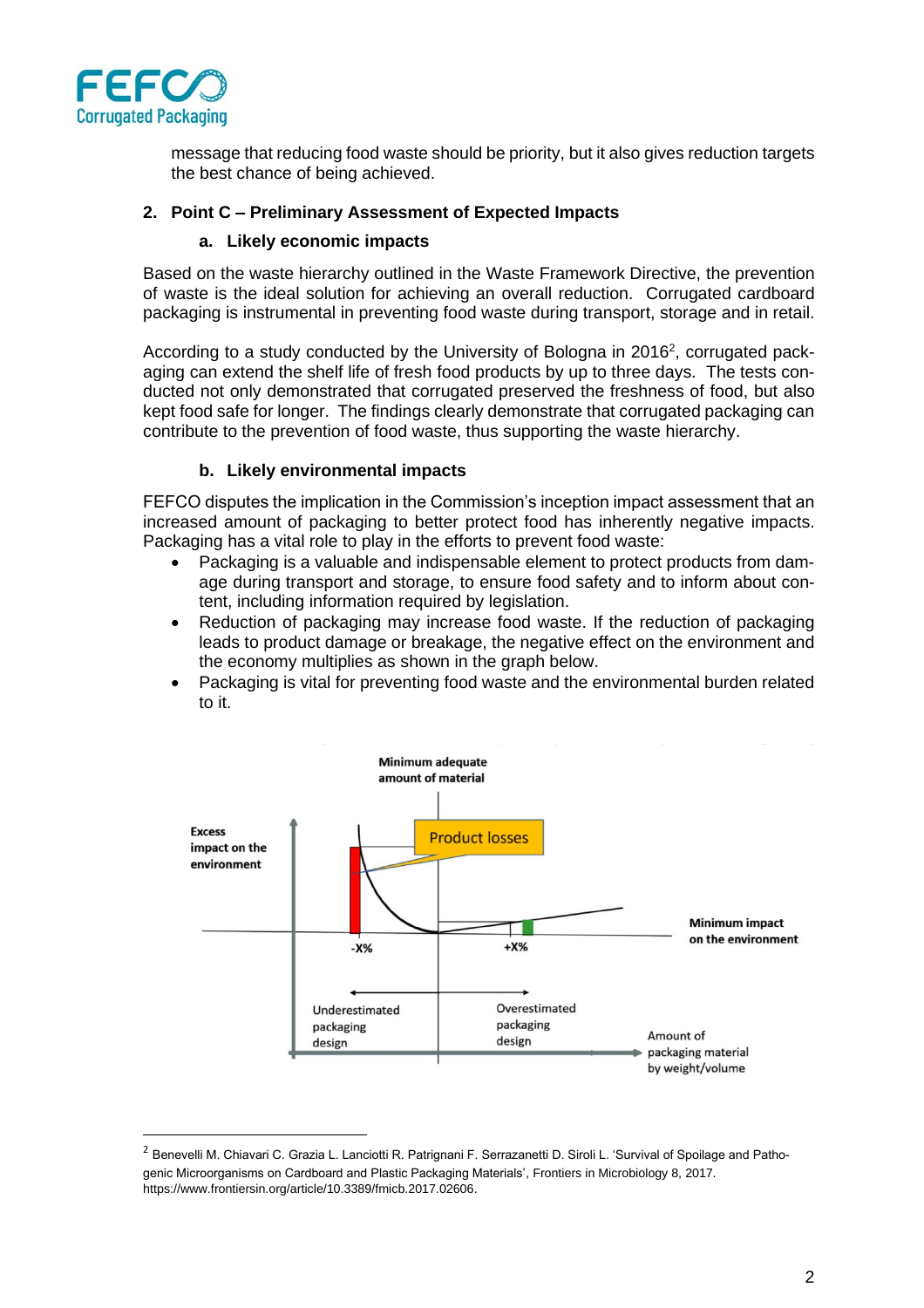message that reducing food waste should be priority, but it also gives reduction targets the best chance of being achieved.

## 2. Point C – Preliminary Assessment of Expected Impacts

### a. Likely economic impacts

Based on the waste hierarchy outlined in the Waste Framework Directive, the prevention of waste is the ideal solution for achieving an overall reduction. Corrugated cardboard packaging is instrumental in preventing food waste during transport, storage and in retail.

According to a study conducted by the University of Bologna in 2016[2], corrugated packaging can extend the shelf life of fresh food products by up to three days. The tests conducted not only demonstrated that corrugated preserved the freshness of food, but also kept food safe for longer. The findings clearly demonstrate that corrugated packaging can contribute to the prevention of food waste, thus supporting the waste hierarchy.

### b. Likely environmental impacts

FEFCO disputes the implication in the Commission's inception impact assessment that an increased amount of packaging to better protect food has inherently negative impacts. Packaging has a vital role to play in the efforts to prevent food waste:

- Packaging is a valuable and indispensable element to protect products from damage during transport and storage, to ensure food safety and to inform about content, including information required by legislation.
- Reduction of packaging may increase food waste. If the reduction of packaging leads to product damage or breakage, the negative effect on the environment and the economy multiplies as shown in the graph below.
- Packaging is vital for preventing food waste and the environmental burden related to it.

Minimum adequate amount of material

Excess impact on the environment

Product losses

Minimum impact on the environment

-X% +X%

Underestimated packaging design

Overestimated packaging design

Amount of packaging material by weight/volume

---

[2] Benevelli M. Chiavari C. Grazia L. Lanciotti R. Patrignani F. Serrazanetti D. Siroli L. 'Survival of Spoilage and Pathogenic Microorganisms on Cardboard and Plastic Packaging Materials', Frontiers in Microbiology 8, 2017. https://www.frontiersin.org/article/10.3389/fmicb.2017.02606.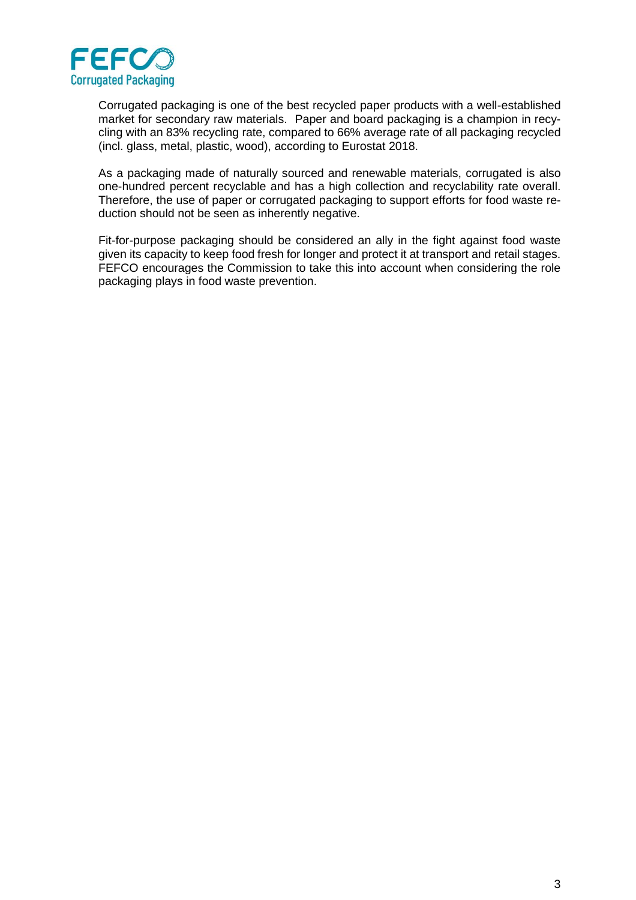Corrugated packaging is one of the best recycled paper products with a well-established market for secondary raw materials. Paper and board packaging is a champion in recycling with an 83% recycling rate, compared to 66% average rate of all packaging recycled (incl. glass, metal, plastic, wood), according to Eurostat 2018.

As a packaging made of naturally sourced and renewable materials, corrugated is also one-hundred percent recyclable and has a high collection and recyclability rate overall. Therefore, the use of paper or corrugated packaging to support efforts for food waste reduction should not be seen as inherently negative.

Fit-for-purpose packaging should be considered an ally in the fight against food waste given its capacity to keep food fresh for longer and protect it at transport and retail stages. FEFCO encourages the Commission to take this into account when considering the role packaging plays in food waste prevention.